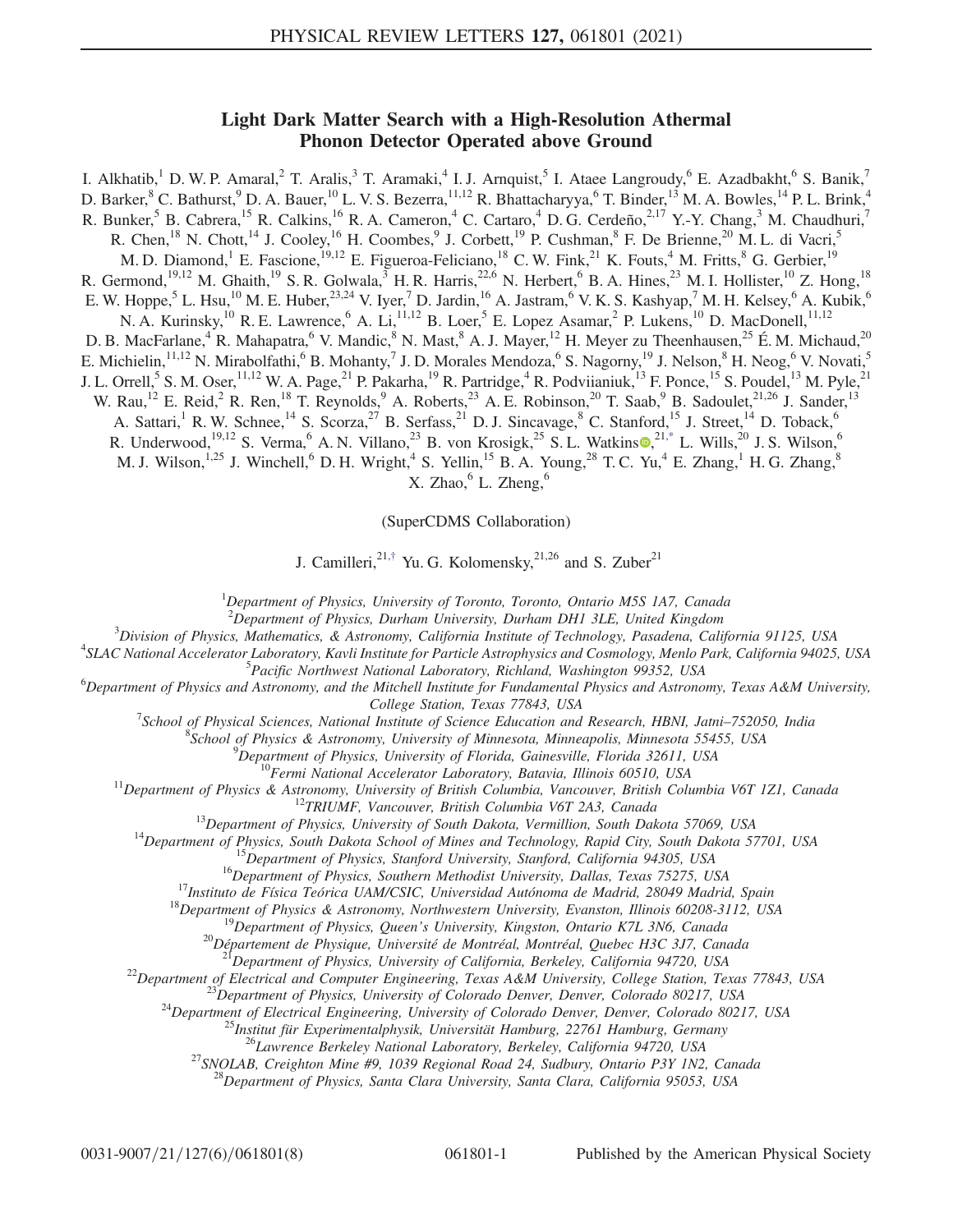# Light Dark Matter Search with a High-Resolution Athermal Phonon Detector Operated above Ground

I. Alkhatib,[1] D. W. P. Amaral,[2] T. Aralis,[3] T. Aramaki,[4] I. J. Arnquist,[5] I. Ataee Langroudy,[6] E. Azadbakht,[6] S. Banik,[7] D. Barker,[8] C. Bathurst,[9] D. A. Bauer,[10] L. V. S. Bezerra,[11,12] R. Bhattacharyya,[6] T. Binder,[13] M. A. Bowles,[14] P. L. Brink,[4] R. Bunker,[5] B. Cabrera,[15] R. Calkins,[16] R. A. Cameron,[4] C. Cartaro,[4] D. G. Cerdeño,[2,17] Y.-Y. Chang,[3] M. Chaudhuri,[7] R. Chen,[18] N. Chott,[14] J. Cooley,[16] H. Coombes,[9] J. Corbett,[19] P. Cushman,[8] F. De Brienne,[20] M. L. di Vacri,[5] M. D. Diamond,[1] E. Fascione,[19,12] E. Figueroa-Feliciano,[18] C. W. Fink,[21] K. Fouts,[4] M. Fritts,[8] G. Gerbier,[19] R. Germond,[19,12] M. Ghaith,[19] S. R. Golwala,[3] H. R. Harris,[22,6] N. Herbert,[6] B. A. Hines,[23] M. I. Hollister,[10] Z. Hong,[18] E. W. Hoppe,[5] L. Hsu,[10] M. E. Huber,[23,24] V. Iyer,[7] D. Jardin,[16] A. Jastram,[6] V. K. S. Kashyap,[7] M. H. Kelsey,[6] A. Kubik,[6] N. A. Kurinsky,[10] R. E. Lawrence,[6] A. Li,[11,12] B. Loer,[5] E. Lopez Asamar,[2] P. Lukens,[10] D. MacDonell,[11,12] D. B. MacFarlane,[4] R. Mahapatra,[6] V. Mandic,[8] N. Mast,[8] A. J. Mayer,[12] H. Meyer zu Theenhausen,[25] É. M. Michaud,[20] E. Michielin,[11,12] N. Mirabolfathi,[6] B. Mohanty,[7] J. D. Morales Mendoza,[6] S. Nagorny,[19] J. Nelson,[8] H. Neog,[6] V. Novati,[5] J. L. Orrell,[5] S. M. Oser,[11,12] W. A. Page,[21] P. Pakarha,[19] R. Partridge,[4] R. Podviianiuk,[13] F. Ponce,[15] S. Poudel,[13] M. Pyle,[21] W. Rau,[12] E. Reid,[2] R. Ren,[18] T. Reynolds,[9] A. Roberts,[23] A. E. Robinson,[20] T. Saab,[9] B. Sadoulet,[21,26] J. Sander,[13] A. Sattari,[1] R. W. Schnee,[14] S. Scorza,[27] B. Serfass,[21] D. J. Sincavage,[8] C. Stanford,[15] J. Street,[14] D. Toback,[6] R. Underwood,[19,12] S. Verma,[6] A. N. Villano,[23] B. von Krosigk,[25] S. L. Watkins,[21,*] L. Wills,[20] J. S. Wilson,[6] M. J. Wilson,[1,25] J. Winchell,[6] D. H. Wright,[4] S. Yellin,[15] B. A. Young,[28] T. C. Yu,[4] E. Zhang,[1] H. G. Zhang,[8] X. Zhao,[6] L. Zheng,[6]

(SuperCDMS Collaboration)

J. Camilleri,[21,†] Yu. G. Kolomensky,[21,26] and S. Zuber[21]

[1]*Department of Physics, University of Toronto, Toronto, Ontario M5S 1A7, Canada*
[2]*Department of Physics, Durham University, Durham DH1 3LE, United Kingdom*
[3]*Division of Physics, Mathematics, & Astronomy, California Institute of Technology, Pasadena, California 91125, USA*
[4]*SLAC National Accelerator Laboratory, Kavli Institute for Particle Astrophysics and Cosmology, Menlo Park, California 94025, USA*
[5]*Pacific Northwest National Laboratory, Richland, Washington 99352, USA*
[6]*Department of Physics and Astronomy, and the Mitchell Institute for Fundamental Physics and Astronomy, Texas A&M University, College Station, Texas 77843, USA*
[7]*School of Physical Sciences, National Institute of Science Education and Research, HBNI, Jatni–752050, India*
[8]*School of Physics & Astronomy, University of Minnesota, Minneapolis, Minnesota 55455, USA*
[9]*Department of Physics, University of Florida, Gainesville, Florida 32611, USA*
[10]*Fermi National Accelerator Laboratory, Batavia, Illinois 60510, USA*
[11]*Department of Physics & Astronomy, University of British Columbia, Vancouver, British Columbia V6T 1Z1, Canada*
[12]*TRIUMF, Vancouver, British Columbia V6T 2A3, Canada*
[13]*Department of Physics, University of South Dakota, Vermillion, South Dakota 57069, USA*
[14]*Department of Physics, South Dakota School of Mines and Technology, Rapid City, South Dakota 57701, USA*
[15]*Department of Physics, Stanford University, Stanford, California 94305, USA*
[16]*Department of Physics, Southern Methodist University, Dallas, Texas 75275, USA*
[17]*Instituto de Física Teórica UAM/CSIC, Universidad Autónoma de Madrid, 28049 Madrid, Spain*
[18]*Department of Physics & Astronomy, Northwestern University, Evanston, Illinois 60208-3112, USA*
[19]*Department of Physics, Queen's University, Kingston, Ontario K7L 3N6, Canada*
[20]*Département de Physique, Université de Montréal, Montréal, Quebec H3C 3J7, Canada*
[21]*Department of Physics, University of California, Berkeley, California 94720, USA*
[22]*Department of Electrical and Computer Engineering, Texas A&M University, College Station, Texas 77843, USA*
[23]*Department of Physics, University of Colorado Denver, Denver, Colorado 80217, USA*
[24]*Department of Electrical Engineering, University of Colorado Denver, Denver, Colorado 80217, USA*
[25]*Institut für Experimentalphysik, Universität Hamburg, 22761 Hamburg, Germany*
[26]*Lawrence Berkeley National Laboratory, Berkeley, California 94720, USA*
[27]*SNOLAB, Creighton Mine #9, 1039 Regional Road 24, Sudbury, Ontario P3Y 1N2, Canada*
[28]*Department of Physics, Santa Clara University, Santa Clara, California 95053, USA*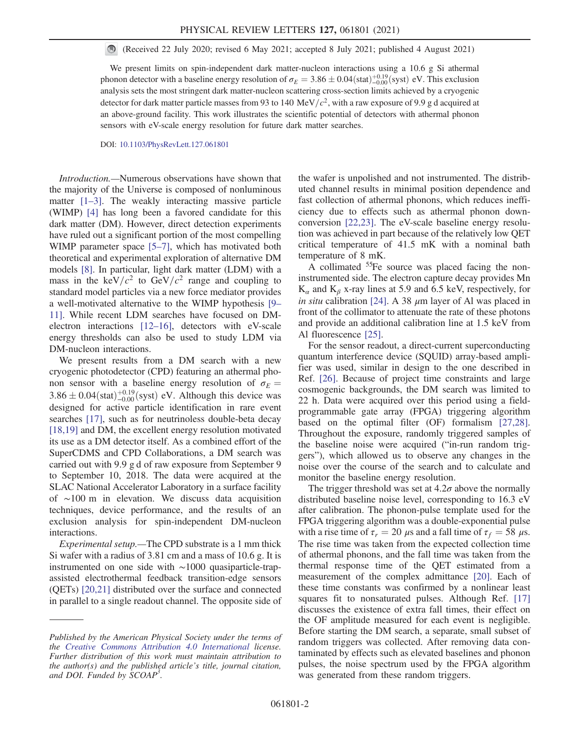(Received 22 July 2020; revised 6 May 2021; accepted 8 July 2021; published 4 August 2021)

We present limits on spin-independent dark matter-nucleon interactions using a 10.6 g Si athermal phonon detector with a baseline energy resolution of $\sigma_E = 3.86 \pm 0.04(\mathrm{stat})^{+0.19}_{-0.00}(\mathrm{syst})$ eV. This exclusion analysis sets the most stringent dark matter-nucleon scattering cross-section limits achieved by a cryogenic detector for dark matter particle masses from 93 to 140 MeV/$c^2$, with a raw exposure of 9.9 g d acquired at an above-ground facility. This work illustrates the scientific potential of detectors with athermal phonon sensors with eV-scale energy resolution for future dark matter searches.

DOI: 10.1103/PhysRevLett.127.061801

*Introduction.*—Numerous observations have shown that the majority of the Universe is composed of nonluminous matter [1–3]. The weakly interacting massive particle (WIMP) [4] has long been a favored candidate for this dark matter (DM). However, direct detection experiments have ruled out a significant portion of the most compelling WIMP parameter space [5–7], which has motivated both theoretical and experimental exploration of alternative DM models [8]. In particular, light dark matter (LDM) with a mass in the keV/$c^2$ to GeV/$c^2$ range and coupling to standard model particles via a new force mediator provides a well-motivated alternative to the WIMP hypothesis [9–11]. While recent LDM searches have focused on DM-electron interactions [12–16], detectors with eV-scale energy thresholds can also be used to study LDM via DM-nucleon interactions.

We present results from a DM search with a new cryogenic photodetector (CPD) featuring an athermal phonon sensor with a baseline energy resolution of $\sigma_E = 3.86 \pm 0.04(\mathrm{stat})^{+0.19}_{-0.00}(\mathrm{syst})$ eV. Although this device was designed for active particle identification in rare event searches [17], such as for neutrinoless double-beta decay [18,19] and DM, the excellent energy resolution motivated its use as a DM detector itself. As a combined effort of the SuperCDMS and CPD Collaborations, a DM search was carried out with 9.9 g d of raw exposure from September 9 to September 10, 2018. The data were acquired at the SLAC National Accelerator Laboratory in a surface facility of ∼100 m in elevation. We discuss data acquisition techniques, device performance, and the results of an exclusion analysis for spin-independent DM-nucleon interactions.

*Experimental setup.*—The CPD substrate is a 1 mm thick Si wafer with a radius of 3.81 cm and a mass of 10.6 g. It is instrumented on one side with ∼1000 quasiparticle-trap-assisted electrothermal feedback transition-edge sensors (QETs) [20,21] distributed over the surface and connected in parallel to a single readout channel. The opposite side of the wafer is unpolished and not instrumented. The distributed channel results in minimal position dependence and fast collection of athermal phonons, which reduces inefficiency due to effects such as athermal phonon downconversion [22,23]. The eV-scale baseline energy resolution was achieved in part because of the relatively low QET critical temperature of 41.5 mK with a nominal bath temperature of 8 mK.

A collimated $^{55}$Fe source was placed facing the non-instrumented side. The electron capture decay provides Mn $K_\alpha$ and $K_\beta$ x-ray lines at 5.9 and 6.5 keV, respectively, for *in situ* calibration [24]. A 38 μm layer of Al was placed in front of the collimator to attenuate the rate of these photons and provide an additional calibration line at 1.5 keV from Al fluorescence [25].

For the sensor readout, a direct-current superconducting quantum interference device (SQUID) array-based amplifier was used, similar in design to the one described in Ref. [26]. Because of project time constraints and large cosmogenic backgrounds, the DM search was limited to 22 h. Data were acquired over this period using a field-programmable gate array (FPGA) triggering algorithm based on the optimal filter (OF) formalism [27,28]. Throughout the exposure, randomly triggered samples of the baseline noise were acquired ("in-run random triggers"), which allowed us to observe any changes in the noise over the course of the search and to calculate and monitor the baseline energy resolution.

The trigger threshold was set at 4.2$\sigma$ above the normally distributed baseline noise level, corresponding to 16.3 eV after calibration. The phonon-pulse template used for the FPGA triggering algorithm was a double-exponential pulse with a rise time of $\tau_r = 20$ μs and a fall time of $\tau_f = 58$ μs. The rise time was taken from the expected collection time of athermal phonons, and the fall time was taken from the thermal response time of the QET estimated from a measurement of the complex admittance [20]. Each of these time constants was confirmed by a nonlinear least squares fit to nonsaturated pulses. Although Ref. [17] discusses the existence of extra fall times, their effect on the OF amplitude measured for each event is negligible. Before starting the DM search, a separate, small subset of random triggers was collected. After removing data contaminated by effects such as elevated baselines and phonon pulses, the noise spectrum used by the FPGA algorithm was generated from these random triggers.

Published by the American Physical Society under the terms of the Creative Commons Attribution 4.0 International license. Further distribution of this work must maintain attribution to the author(s) and the published article's title, journal citation, and DOI. Funded by SCOAP[3].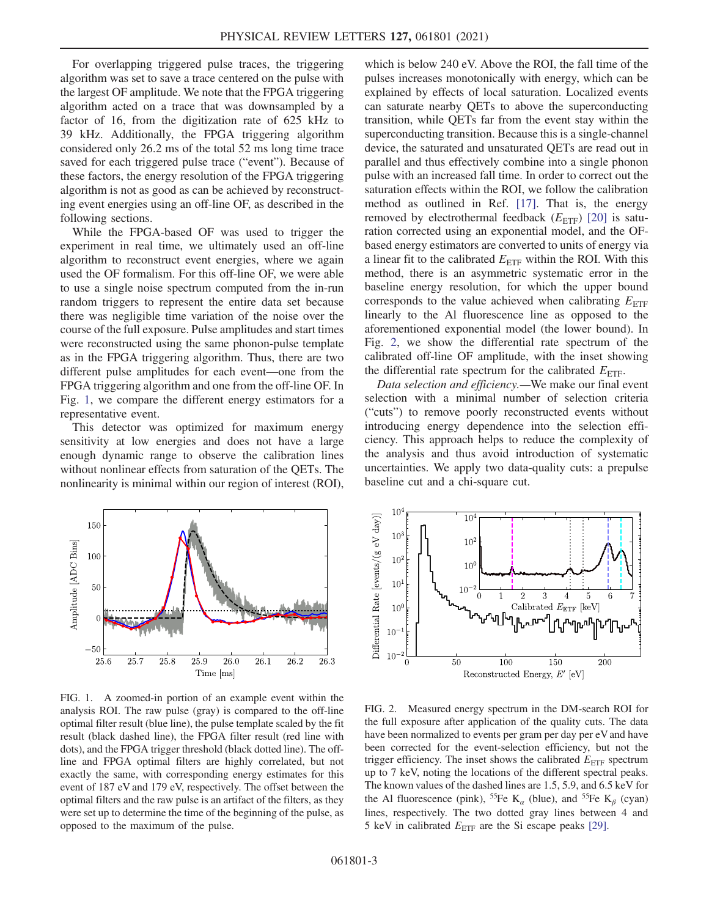For overlapping triggered pulse traces, the triggering algorithm was set to save a trace centered on the pulse with the largest OF amplitude. We note that the FPGA triggering algorithm acted on a trace that was downsampled by a factor of 16, from the digitization rate of 625 kHz to 39 kHz. Additionally, the FPGA triggering algorithm considered only 26.2 ms of the total 52 ms long time trace saved for each triggered pulse trace ("event"). Because of these factors, the energy resolution of the FPGA triggering algorithm is not as good as can be achieved by reconstructing event energies using an off-line OF, as described in the following sections.

While the FPGA-based OF was used to trigger the experiment in real time, we ultimately used an off-line algorithm to reconstruct event energies, where we again used the OF formalism. For this off-line OF, we were able to use a single noise spectrum computed from the in-run random triggers to represent the entire data set because there was negligible time variation of the noise over the course of the full exposure. Pulse amplitudes and start times were reconstructed using the same phonon-pulse template as in the FPGA triggering algorithm. Thus, there are two different pulse amplitudes for each event—one from the FPGA triggering algorithm and one from the off-line OF. In Fig. 1, we compare the different energy estimators for a representative event.

This detector was optimized for maximum energy sensitivity at low energies and does not have a large enough dynamic range to observe the calibration lines without nonlinear effects from saturation of the QETs. The nonlinearity is minimal within our region of interest (ROI),

FIG. 1. A zoomed-in portion of an example event within the analysis ROI. The raw pulse (gray) is compared to the off-line optimal filter result (blue line), the pulse template scaled by the fit result (black dashed line), the FPGA filter result (red line with dots), and the FPGA trigger threshold (black dotted line). The off-line and FPGA optimal filters are highly correlated, but not exactly the same, with corresponding energy estimates for this event of 187 eV and 179 eV, respectively. The offset between the optimal filters and the raw pulse is an artifact of the filters, as they were set up to determine the time of the beginning of the pulse, as opposed to the maximum of the pulse.

which is below 240 eV. Above the ROI, the fall time of the pulses increases monotonically with energy, which can be explained by effects of local saturation. Localized events can saturate nearby QETs to above the superconducting transition, while QETs far from the event stay within the superconducting transition. Because this is a single-channel device, the saturated and unsaturated QETs are read out in parallel and thus effectively combine into a single phonon pulse with an increased fall time. In order to correct out the saturation effects within the ROI, we follow the calibration method as outlined in Ref. [17]. That is, the energy removed by electrothermal feedback ($E_{\mathrm{ETF}}$) [20] is saturation corrected using an exponential model, and the OF-based energy estimators are converted to units of energy via a linear fit to the calibrated $E_{\mathrm{ETF}}$ within the ROI. With this method, there is an asymmetric systematic error in the baseline energy resolution, for which the upper bound corresponds to the value achieved when calibrating $E_{\mathrm{ETF}}$ linearly to the Al fluorescence line as opposed to the aforementioned exponential model (the lower bound). In Fig. 2, we show the differential rate spectrum of the calibrated off-line OF amplitude, with the inset showing the differential rate spectrum for the calibrated $E_{\mathrm{ETF}}$.

*Data selection and efficiency.*—We make our final event selection with a minimal number of selection criteria ("cuts") to remove poorly reconstructed events without introducing energy dependence into the selection efficiency. This approach helps to reduce the complexity of the analysis and thus avoid introduction of systematic uncertainties. We apply two data-quality cuts: a prepulse baseline cut and a chi-square cut.

FIG. 2. Measured energy spectrum in the DM-search ROI for the full exposure after application of the quality cuts. The data have been normalized to events per gram per day per eV and have been corrected for the event-selection efficiency, but not the trigger efficiency. The inset shows the calibrated $E_{\mathrm{ETF}}$ spectrum up to 7 keV, noting the locations of the different spectral peaks. The known values of the dashed lines are 1.5, 5.9, and 6.5 keV for the Al fluorescence (pink), $^{55}$Fe $K_{\alpha}$ (blue), and $^{55}$Fe $K_{\beta}$ (cyan) lines, respectively. The two dotted gray lines between 4 and 5 keV in calibrated $E_{\mathrm{ETF}}$ are the Si escape peaks [29].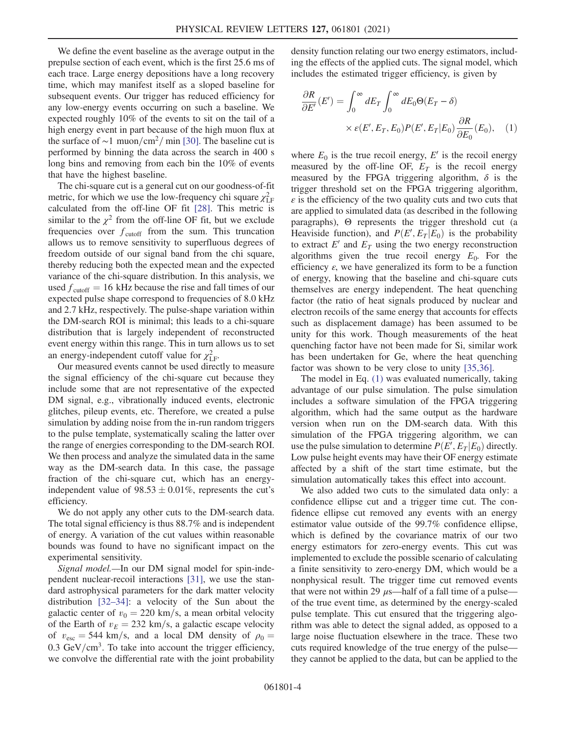We define the event baseline as the average output in the prepulse section of each event, which is the first 25.6 ms of each trace. Large energy depositions have a long recovery time, which may manifest itself as a sloped baseline for subsequent events. Our trigger has reduced efficiency for any low-energy events occurring on such a baseline. We expected roughly 10% of the events to sit on the tail of a high energy event in part because of the high muon flux at the surface of $\sim 1\ \text{muon}/\text{cm}^2/\text{min}$ [30]. The baseline cut is performed by binning the data across the search in 400 s long bins and removing from each bin the 10% of events that have the highest baseline.

The chi-square cut is a general cut on our goodness-of-fit metric, for which we use the low-frequency chi square $\chi^2_{\text{LF}}$ calculated from the off-line OF fit [28]. This metric is similar to the $\chi^2$ from the off-line OF fit, but we exclude frequencies over $f_{\text{cutoff}}$ from the sum. This truncation allows us to remove sensitivity to superfluous degrees of freedom outside of our signal band from the chi square, thereby reducing both the expected mean and the expected variance of the chi-square distribution. In this analysis, we used $f_{\text{cutoff}} = 16$ kHz because the rise and fall times of our expected pulse shape correspond to frequencies of 8.0 kHz and 2.7 kHz, respectively. The pulse-shape variation within the DM-search ROI is minimal; this leads to a chi-square distribution that is largely independent of reconstructed event energy within this range. This in turn allows us to set an energy-independent cutoff value for $\chi^2_{\text{LF}}$.

Our measured events cannot be used directly to measure the signal efficiency of the chi-square cut because they include some that are not representative of the expected DM signal, e.g., vibrationally induced events, electronic glitches, pileup events, etc. Therefore, we created a pulse simulation by adding noise from the in-run random triggers to the pulse template, systematically scaling the latter over the range of energies corresponding to the DM-search ROI. We then process and analyze the simulated data in the same way as the DM-search data. In this case, the passage fraction of the chi-square cut, which has an energy-independent value of $98.53 \pm 0.01\%$, represents the cut's efficiency.

We do not apply any other cuts to the DM-search data. The total signal efficiency is thus 88.7% and is independent of energy. A variation of the cut values within reasonable bounds was found to have no significant impact on the experimental sensitivity.

*Signal model.*—In our DM signal model for spin-independent nuclear-recoil interactions [31], we use the standard astrophysical parameters for the dark matter velocity distribution [32–34]: a velocity of the Sun about the galactic center of $v_0 = 220$ km/s, a mean orbital velocity of the Earth of $v_E = 232$ km/s, a galactic escape velocity of $v_{\text{esc}} = 544$ km/s, and a local DM density of $\rho_0 = 0.3\ \text{GeV}/\text{cm}^3$. To take into account the trigger efficiency, we convolve the differential rate with the joint probability density function relating our two energy estimators, including the effects of the applied cuts. The signal model, which includes the estimated trigger efficiency, is given by

$$\frac{\partial R}{\partial E'}(E') = \int_0^\infty dE_T \int_0^\infty dE_0 \Theta(E_T - \delta) \times \varepsilon(E', E_T, E_0) P(E', E_T | E_0) \frac{\partial R}{\partial E_0}(E_0), \quad (1)$$

where $E_0$ is the true recoil energy, $E'$ is the recoil energy measured by the off-line OF, $E_T$ is the recoil energy measured by the FPGA triggering algorithm, $\delta$ is the trigger threshold set on the FPGA triggering algorithm, $\varepsilon$ is the efficiency of the two quality cuts and two cuts that are applied to simulated data (as described in the following paragraphs), $\Theta$ represents the trigger threshold cut (a Heaviside function), and $P(E', E_T|E_0)$ is the probability to extract $E'$ and $E_T$ using the two energy reconstruction algorithms given the true recoil energy $E_0$. For the efficiency $\varepsilon$, we have generalized its form to be a function of energy, knowing that the baseline and chi-square cuts themselves are energy independent. The heat quenching factor (the ratio of heat signals produced by nuclear and electron recoils of the same energy that accounts for effects such as displacement damage) has been assumed to be unity for this work. Though measurements of the heat quenching factor have not been made for Si, similar work has been undertaken for Ge, where the heat quenching factor was shown to be very close to unity [35,36].

The model in Eq. (1) was evaluated numerically, taking advantage of our pulse simulation. The pulse simulation includes a software simulation of the FPGA triggering algorithm, which had the same output as the hardware version when run on the DM-search data. With this simulation of the FPGA triggering algorithm, we can use the pulse simulation to determine $P(E', E_T|E_0)$ directly. Low pulse height events may have their OF energy estimate affected by a shift of the start time estimate, but the simulation automatically takes this effect into account.

We also added two cuts to the simulated data only: a confidence ellipse cut and a trigger time cut. The confidence ellipse cut removed any events with an energy estimator value outside of the 99.7% confidence ellipse, which is defined by the covariance matrix of our two energy estimators for zero-energy events. This cut was implemented to exclude the possible scenario of calculating a finite sensitivity to zero-energy DM, which would be a nonphysical result. The trigger time cut removed events that were not within 29 $\mu$s—half of a fall time of a pulse—of the true event time, as determined by the energy-scaled pulse template. This cut ensured that the triggering algorithm was able to detect the signal added, as opposed to a large noise fluctuation elsewhere in the trace. These two cuts required knowledge of the true energy of the pulse—they cannot be applied to the data, but can be applied to the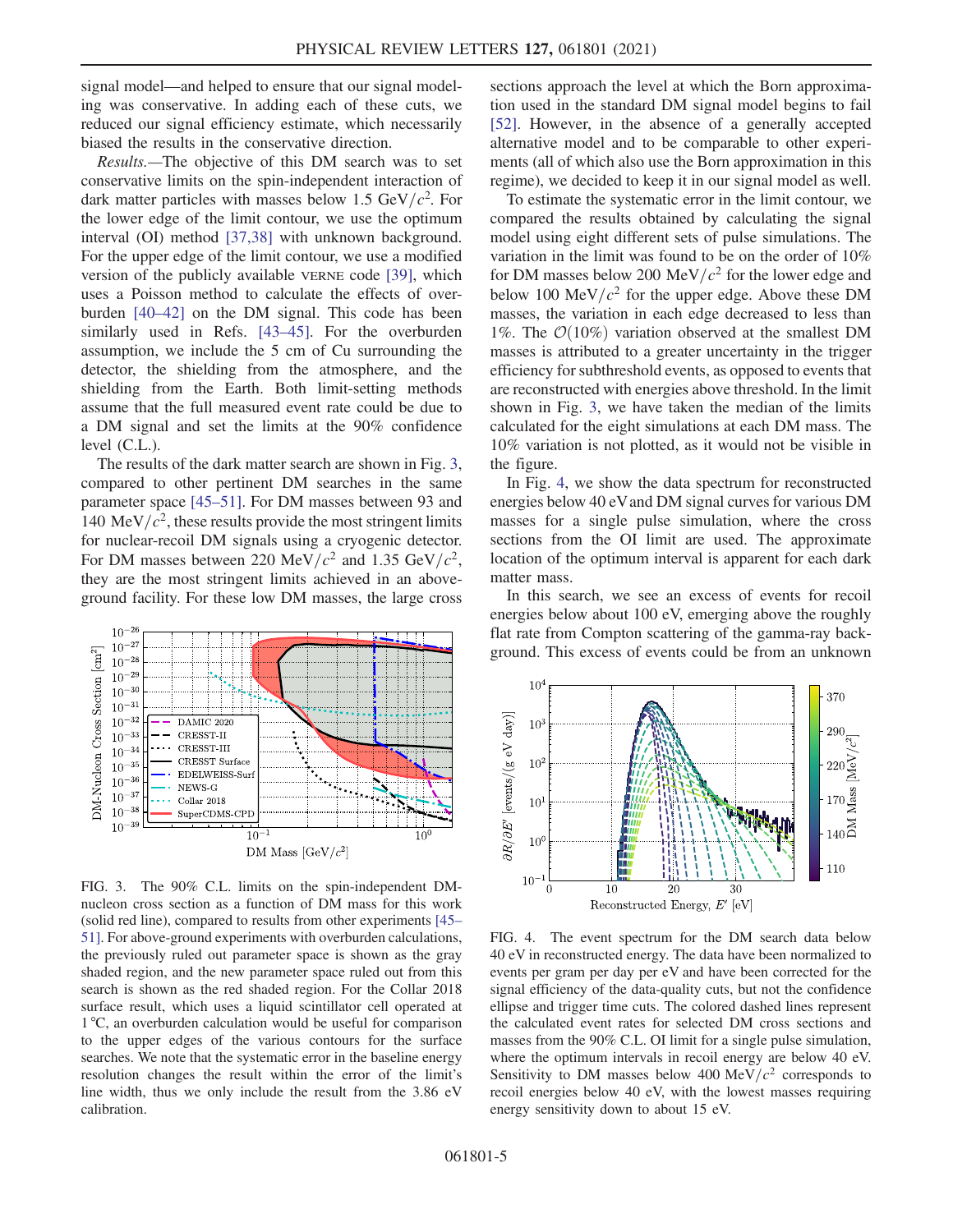signal model—and helped to ensure that our signal modeling was conservative. In adding each of these cuts, we reduced our signal efficiency estimate, which necessarily biased the results in the conservative direction.

*Results.*—The objective of this DM search was to set conservative limits on the spin-independent interaction of dark matter particles with masses below 1.5 GeV/$c^2$. For the lower edge of the limit contour, we use the optimum interval (OI) method [37,38] with unknown background. For the upper edge of the limit contour, we use a modified version of the publicly available VERNE code [39], which uses a Poisson method to calculate the effects of overburden [40–42] on the DM signal. This code has been similarly used in Refs. [43–45]. For the overburden assumption, we include the 5 cm of Cu surrounding the detector, the shielding from the atmosphere, and the shielding from the Earth. Both limit-setting methods assume that the full measured event rate could be due to a DM signal and set the limits at the 90% confidence level (C.L.).

The results of the dark matter search are shown in Fig. 3, compared to other pertinent DM searches in the same parameter space [45–51]. For DM masses between 93 and 140 MeV/$c^2$, these results provide the most stringent limits for nuclear-recoil DM signals using a cryogenic detector. For DM masses between 220 MeV/$c^2$ and 1.35 GeV/$c^2$, they are the most stringent limits achieved in an above-ground facility. For these low DM masses, the large cross sections approach the level at which the Born approximation used in the standard DM signal model begins to fail [52]. However, in the absence of a generally accepted alternative model and to be comparable to other experiments (all of which also use the Born approximation in this regime), we decided to keep it in our signal model as well.

FIG. 3. The 90% C.L. limits on the spin-independent DM-nucleon cross section as a function of DM mass for this work (solid red line), compared to results from other experiments [45–51]. For above-ground experiments with overburden calculations, the previously ruled out parameter space is shown as the gray shaded region, and the new parameter space ruled out from this search is shown as the red shaded region. For the Collar 2018 surface result, which uses a liquid scintillator cell operated at 1 °C, an overburden calculation would be useful for comparison to the upper edges of the various contours for the surface searches. We note that the systematic error in the baseline energy resolution changes the result within the error of the limit's line width, thus we only include the result from the 3.86 eV calibration.

To estimate the systematic error in the limit contour, we compared the results obtained by calculating the signal model using eight different sets of pulse simulations. The variation in the limit was found to be on the order of 10% for DM masses below 200 MeV/$c^2$ for the lower edge and below 100 MeV/$c^2$ for the upper edge. Above these DM masses, the variation in each edge decreased to less than 1%. The $\mathcal{O}(10\%)$ variation observed at the smallest DM masses is attributed to a greater uncertainty in the trigger efficiency for subthreshold events, as opposed to events that are reconstructed with energies above threshold. In the limit shown in Fig. 3, we have taken the median of the limits calculated for the eight simulations at each DM mass. The 10% variation is not plotted, as it would not be visible in the figure.

In Fig. 4, we show the data spectrum for reconstructed energies below 40 eV and DM signal curves for various DM masses for a single pulse simulation, where the cross sections from the OI limit are used. The approximate location of the optimum interval is apparent for each dark matter mass.

In this search, we see an excess of events for recoil energies below about 100 eV, emerging above the roughly flat rate from Compton scattering of the gamma-ray background. This excess of events could be from an unknown

FIG. 4. The event spectrum for the DM search data below 40 eV in reconstructed energy. The data have been normalized to events per gram per day per eV and have been corrected for the signal efficiency of the data-quality cuts, but not the confidence ellipse and trigger time cuts. The colored dashed lines represent the calculated event rates for selected DM cross sections and masses from the 90% C.L. OI limit for a single pulse simulation, where the optimum intervals in recoil energy are below 40 eV. Sensitivity to DM masses below 400 MeV/$c^2$ corresponds to recoil energies below 40 eV, with the lowest masses requiring energy sensitivity down to about 15 eV.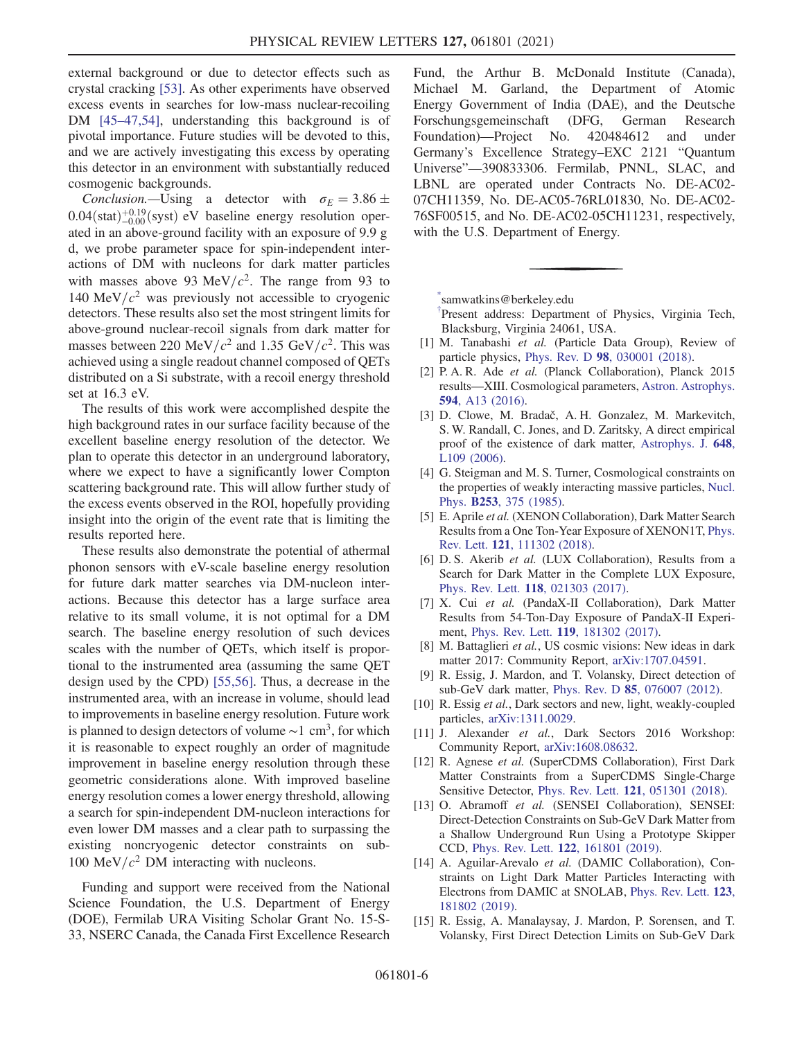external background or due to detector effects such as crystal cracking [53]. As other experiments have observed excess events in searches for low-mass nuclear-recoiling DM [45–47,54], understanding this background is of pivotal importance. Future studies will be devoted to this, and we are actively investigating this excess by operating this detector in an environment with substantially reduced cosmogenic backgrounds.

*Conclusion.*—Using a detector with $\sigma_E = 3.86 \pm 0.04(\mathrm{stat})^{+0.19}_{-0.00}(\mathrm{syst})$ eV baseline energy resolution operated in an above-ground facility with an exposure of 9.9 g d, we probe parameter space for spin-independent interactions of DM with nucleons for dark matter particles with masses above 93 MeV/$c^2$. The range from 93 to 140 MeV/$c^2$ was previously not accessible to cryogenic detectors. These results also set the most stringent limits for above-ground nuclear-recoil signals from dark matter for masses between 220 MeV/$c^2$ and 1.35 GeV/$c^2$. This was achieved using a single readout channel composed of QETs distributed on a Si substrate, with a recoil energy threshold set at 16.3 eV.

The results of this work were accomplished despite the high background rates in our surface facility because of the excellent baseline energy resolution of the detector. We plan to operate this detector in an underground laboratory, where we expect to have a significantly lower Compton scattering background rate. This will allow further study of the excess events observed in the ROI, hopefully providing insight into the origin of the event rate that is limiting the results reported here.

These results also demonstrate the potential of athermal phonon sensors with eV-scale baseline energy resolution for future dark matter searches via DM-nucleon interactions. Because this detector has a large surface area relative to its small volume, it is not optimal for a DM search. The baseline energy resolution of such devices scales with the number of QETs, which itself is proportional to the instrumented area (assuming the same QET design used by the CPD) [55,56]. Thus, a decrease in the instrumented area, with an increase in volume, should lead to improvements in baseline energy resolution. Future work is planned to design detectors of volume $\sim$1 cm$^3$, for which it is reasonable to expect roughly an order of magnitude improvement in baseline energy resolution through these geometric considerations alone. With improved baseline energy resolution comes a lower energy threshold, allowing a search for spin-independent DM-nucleon interactions for even lower DM masses and a clear path to surpassing the existing noncryogenic detector constraints on sub-100 MeV/$c^2$ DM interacting with nucleons.

Funding and support were received from the National Science Foundation, the U.S. Department of Energy (DOE), Fermilab URA Visiting Scholar Grant No. 15-S-33, NSERC Canada, the Canada First Excellence Research Fund, the Arthur B. McDonald Institute (Canada), Michael M. Garland, the Department of Atomic Energy Government of India (DAE), and the Deutsche Forschungsgemeinschaft (DFG, German Research Foundation)—Project No. 420484612 and under Germany's Excellence Strategy–EXC 2121 "Quantum Universe"—390833306. Fermilab, PNNL, SLAC, and LBNL are operated under Contracts No. DE-AC02-07CH11359, No. DE-AC05-76RL01830, No. DE-AC02-76SF00515, and No. DE-AC02-05CH11231, respectively, with the U.S. Department of Energy.

---

[*] samwatkins@berkeley.edu

[†] Present address: Department of Physics, Virginia Tech, Blacksburg, Virginia 24061, USA.

[1] M. Tanabashi *et al.* (Particle Data Group), Review of particle physics, Phys. Rev. D **98**, 030001 (2018).

[2] P. A. R. Ade *et al.* (Planck Collaboration), Planck 2015 results—XIII. Cosmological parameters, Astron. Astrophys. **594**, A13 (2016).

[3] D. Clowe, M. Bradač, A. H. Gonzalez, M. Markevitch, S. W. Randall, C. Jones, and D. Zaritsky, A direct empirical proof of the existence of dark matter, Astrophys. J. **648**, L109 (2006).

[4] G. Steigman and M. S. Turner, Cosmological constraints on the properties of weakly interacting massive particles, Nucl. Phys. **B253**, 375 (1985).

[5] E. Aprile *et al.* (XENON Collaboration), Dark Matter Search Results from a One Ton-Year Exposure of XENON1T, Phys. Rev. Lett. **121**, 111302 (2018).

[6] D. S. Akerib *et al.* (LUX Collaboration), Results from a Search for Dark Matter in the Complete LUX Exposure, Phys. Rev. Lett. **118**, 021303 (2017).

[7] X. Cui *et al.* (PandaX-II Collaboration), Dark Matter Results from 54-Ton-Day Exposure of PandaX-II Experiment, Phys. Rev. Lett. **119**, 181302 (2017).

[8] M. Battaglieri *et al.*, US cosmic visions: New ideas in dark matter 2017: Community Report, arXiv:1707.04591.

[9] R. Essig, J. Mardon, and T. Volansky, Direct detection of sub-GeV dark matter, Phys. Rev. D **85**, 076007 (2012).

[10] R. Essig *et al.*, Dark sectors and new, light, weakly-coupled particles, arXiv:1311.0029.

[11] J. Alexander *et al.*, Dark Sectors 2016 Workshop: Community Report, arXiv:1608.08632.

[12] R. Agnese *et al.* (SuperCDMS Collaboration), First Dark Matter Constraints from a SuperCDMS Single-Charge Sensitive Detector, Phys. Rev. Lett. **121**, 051301 (2018).

[13] O. Abramoff *et al.* (SENSEI Collaboration), SENSEI: Direct-Detection Constraints on Sub-GeV Dark Matter from a Shallow Underground Run Using a Prototype Skipper CCD, Phys. Rev. Lett. **122**, 161801 (2019).

[14] A. Aguilar-Arevalo *et al.* (DAMIC Collaboration), Constraints on Light Dark Matter Particles Interacting with Electrons from DAMIC at SNOLAB, Phys. Rev. Lett. **123**, 181802 (2019).

[15] R. Essig, A. Manalaysay, J. Mardon, P. Sorensen, and T. Volansky, First Direct Detection Limits on Sub-GeV Dark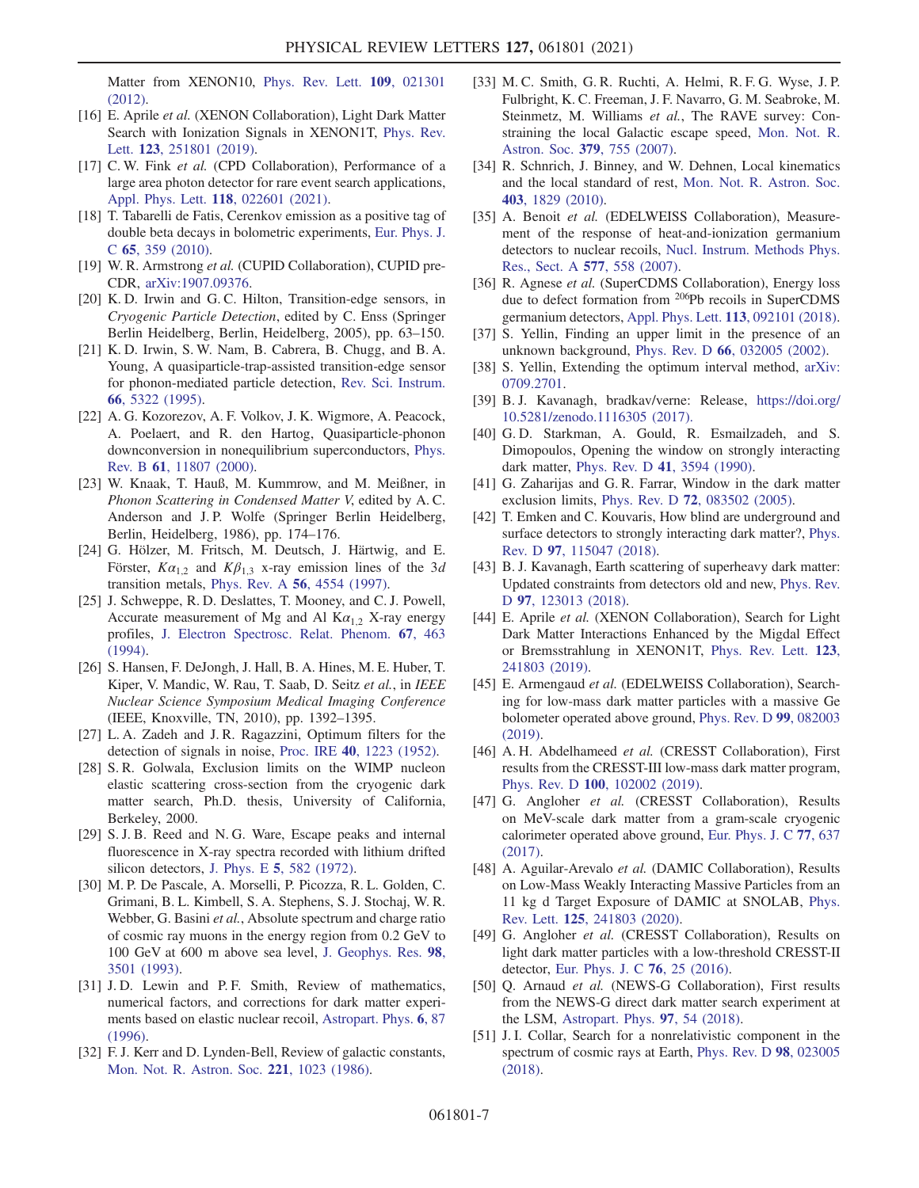Matter from XENON10, Phys. Rev. Lett. **109**, 021301 (2012).

[16] E. Aprile *et al.* (XENON Collaboration), Light Dark Matter Search with Ionization Signals in XENON1T, Phys. Rev. Lett. **123**, 251801 (2019).

[17] C. W. Fink *et al.* (CPD Collaboration), Performance of a large area photon detector for rare event search applications, Appl. Phys. Lett. **118**, 022601 (2021).

[18] T. Tabarelli de Fatis, Cerenkov emission as a positive tag of double beta decays in bolometric experiments, Eur. Phys. J. C **65**, 359 (2010).

[19] W. R. Armstrong *et al.* (CUPID Collaboration), CUPID pre-CDR, arXiv:1907.09376.

[20] K. D. Irwin and G. C. Hilton, Transition-edge sensors, in *Cryogenic Particle Detection*, edited by C. Enss (Springer Berlin Heidelberg, Berlin, Heidelberg, 2005), pp. 63–150.

[21] K. D. Irwin, S. W. Nam, B. Cabrera, B. Chugg, and B. A. Young, A quasiparticle-trap-assisted transition-edge sensor for phonon-mediated particle detection, Rev. Sci. Instrum. **66**, 5322 (1995).

[22] A. G. Kozorezov, A. F. Volkov, J. K. Wigmore, A. Peacock, A. Poelaert, and R. den Hartog, Quasiparticle-phonon downconversion in nonequilibrium superconductors, Phys. Rev. B **61**, 11807 (2000).

[23] W. Knaak, T. Hauß, M. Kummrow, and M. Meißner, in *Phonon Scattering in Condensed Matter V*, edited by A. C. Anderson and J. P. Wolfe (Springer Berlin Heidelberg, Berlin, Heidelberg, 1986), pp. 174–176.

[24] G. Hölzer, M. Fritsch, M. Deutsch, J. Härtwig, and E. Förster, $K\alpha_{1,2}$ and $K\beta_{1,3}$ x-ray emission lines of the 3*d* transition metals, Phys. Rev. A **56**, 4554 (1997).

[25] J. Schweppe, R. D. Deslattes, T. Mooney, and C. J. Powell, Accurate measurement of Mg and Al $K\alpha_{1,2}$ X-ray energy profiles, J. Electron Spectrosc. Relat. Phenom. **67**, 463 (1994).

[26] S. Hansen, F. DeJongh, J. Hall, B. A. Hines, M. E. Huber, T. Kiper, V. Mandic, W. Rau, T. Saab, D. Seitz *et al.*, in *IEEE Nuclear Science Symposium Medical Imaging Conference* (IEEE, Knoxville, TN, 2010), pp. 1392–1395.

[27] L. A. Zadeh and J. R. Ragazzini, Optimum filters for the detection of signals in noise, Proc. IRE **40**, 1223 (1952).

[28] S. R. Golwala, Exclusion limits on the WIMP nucleon elastic scattering cross-section from the cryogenic dark matter search, Ph.D. thesis, University of California, Berkeley, 2000.

[29] S. J. B. Reed and N. G. Ware, Escape peaks and internal fluorescence in X-ray spectra recorded with lithium drifted silicon detectors, J. Phys. E **5**, 582 (1972).

[30] M. P. De Pascale, A. Morselli, P. Picozza, R. L. Golden, C. Grimani, B. L. Kimbell, S. A. Stephens, S. J. Stochaj, W. R. Webber, G. Basini *et al.*, Absolute spectrum and charge ratio of cosmic ray muons in the energy region from 0.2 GeV to 100 GeV at 600 m above sea level, J. Geophys. Res. **98**, 3501 (1993).

[31] J. D. Lewin and P. F. Smith, Review of mathematics, numerical factors, and corrections for dark matter experiments based on elastic nuclear recoil, Astropart. Phys. **6**, 87 (1996).

[32] F. J. Kerr and D. Lynden-Bell, Review of galactic constants, Mon. Not. R. Astron. Soc. **221**, 1023 (1986).

[33] M. C. Smith, G. R. Ruchti, A. Helmi, R. F. G. Wyse, J. P. Fulbright, K. C. Freeman, J. F. Navarro, G. M. Seabroke, M. Steinmetz, M. Williams *et al.*, The RAVE survey: Constraining the local Galactic escape speed, Mon. Not. R. Astron. Soc. **379**, 755 (2007).

[34] R. Schnrich, J. Binney, and W. Dehnen, Local kinematics and the local standard of rest, Mon. Not. R. Astron. Soc. **403**, 1829 (2010).

[35] A. Benoit *et al.* (EDELWEISS Collaboration), Measurement of the response of heat-and-ionization germanium detectors to nuclear recoils, Nucl. Instrum. Methods Phys. Res., Sect. A **577**, 558 (2007).

[36] R. Agnese *et al.* (SuperCDMS Collaboration), Energy loss due to defect formation from $^{206}$Pb recoils in SuperCDMS germanium detectors, Appl. Phys. Lett. **113**, 092101 (2018).

[37] S. Yellin, Finding an upper limit in the presence of an unknown background, Phys. Rev. D **66**, 032005 (2002).

[38] S. Yellin, Extending the optimum interval method, arXiv: 0709.2701.

[39] B. J. Kavanagh, bradkav/verne: Release, https://doi.org/10.5281/zenodo.1116305 (2017).

[40] G. D. Starkman, A. Gould, R. Esmailzadeh, and S. Dimopoulos, Opening the window on strongly interacting dark matter, Phys. Rev. D **41**, 3594 (1990).

[41] G. Zaharijas and G. R. Farrar, Window in the dark matter exclusion limits, Phys. Rev. D **72**, 083502 (2005).

[42] T. Emken and C. Kouvaris, How blind are underground and surface detectors to strongly interacting dark matter?, Phys. Rev. D **97**, 115047 (2018).

[43] B. J. Kavanagh, Earth scattering of superheavy dark matter: Updated constraints from detectors old and new, Phys. Rev. D **97**, 123013 (2018).

[44] E. Aprile *et al.* (XENON Collaboration), Search for Light Dark Matter Interactions Enhanced by the Migdal Effect or Bremsstrahlung in XENON1T, Phys. Rev. Lett. **123**, 241803 (2019).

[45] E. Armengaud *et al.* (EDELWEISS Collaboration), Searching for low-mass dark matter particles with a massive Ge bolometer operated above ground, Phys. Rev. D **99**, 082003 (2019).

[46] A. H. Abdelhameed *et al.* (CRESST Collaboration), First results from the CRESST-III low-mass dark matter program, Phys. Rev. D **100**, 102002 (2019).

[47] G. Angloher *et al.* (CRESST Collaboration), Results on MeV-scale dark matter from a gram-scale cryogenic calorimeter operated above ground, Eur. Phys. J. C **77**, 637 (2017).

[48] A. Aguilar-Arevalo *et al.* (DAMIC Collaboration), Results on Low-Mass Weakly Interacting Massive Particles from an 11 kg d Target Exposure of DAMIC at SNOLAB, Phys. Rev. Lett. **125**, 241803 (2020).

[49] G. Angloher *et al.* (CRESST Collaboration), Results on light dark matter particles with a low-threshold CRESST-II detector, Eur. Phys. J. C **76**, 25 (2016).

[50] Q. Arnaud *et al.* (NEWS-G Collaboration), First results from the NEWS-G direct dark matter search experiment at the LSM, Astropart. Phys. **97**, 54 (2018).

[51] J. I. Collar, Search for a nonrelativistic component in the spectrum of cosmic rays at Earth, Phys. Rev. D **98**, 023005 (2018).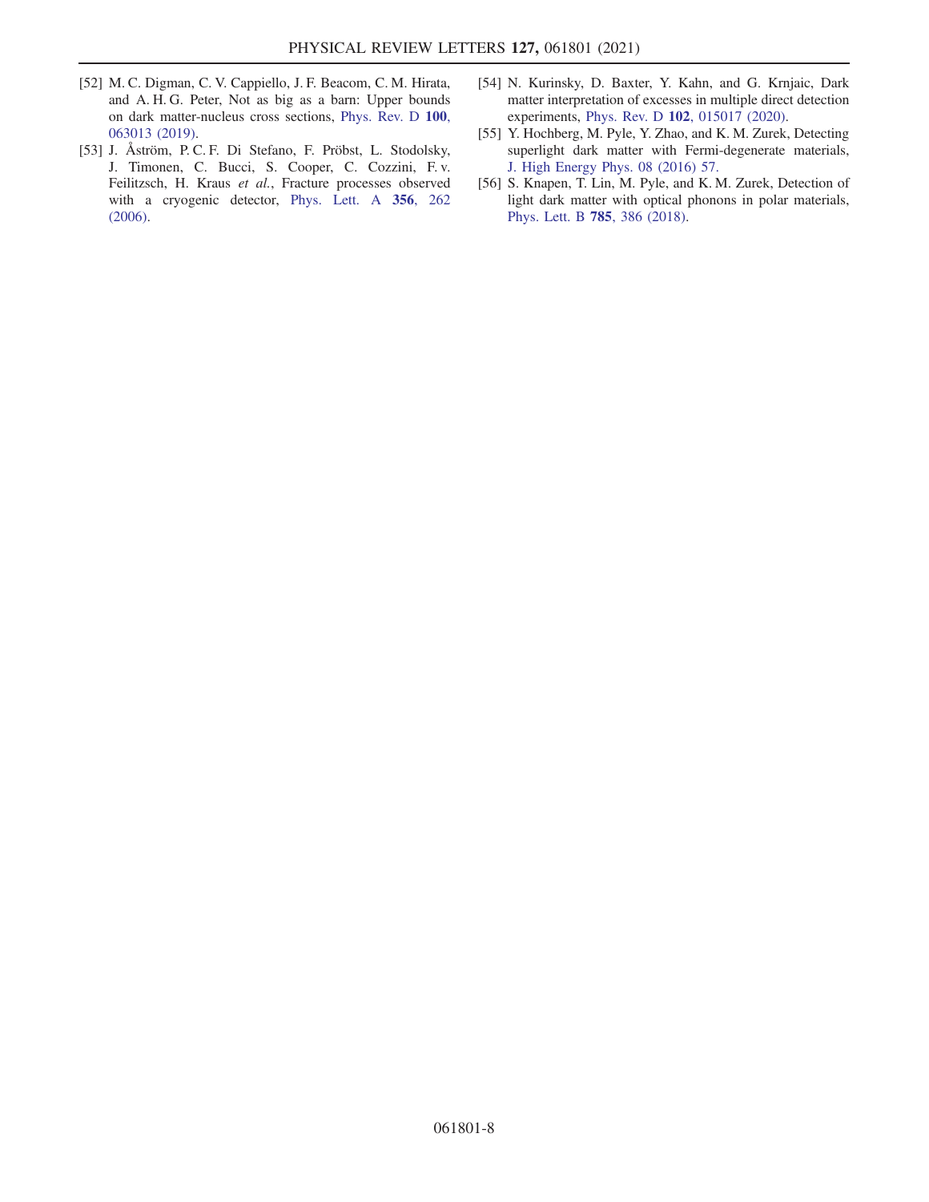[52] M. C. Digman, C. V. Cappiello, J. F. Beacom, C. M. Hirata, and A. H. G. Peter, Not as big as a barn: Upper bounds on dark matter-nucleus cross sections, Phys. Rev. D **100**, 063013 (2019).

[53] J. Åström, P. C. F. Di Stefano, F. Pröbst, L. Stodolsky, J. Timonen, C. Bucci, S. Cooper, C. Cozzini, F. v. Feilitzsch, H. Kraus *et al.*, Fracture processes observed with a cryogenic detector, Phys. Lett. A **356**, 262 (2006).

[54] N. Kurinsky, D. Baxter, Y. Kahn, and G. Krnjaic, Dark matter interpretation of excesses in multiple direct detection experiments, Phys. Rev. D **102**, 015017 (2020).

[55] Y. Hochberg, M. Pyle, Y. Zhao, and K. M. Zurek, Detecting superlight dark matter with Fermi-degenerate materials, J. High Energy Phys. 08 (2016) 57.

[56] S. Knapen, T. Lin, M. Pyle, and K. M. Zurek, Detection of light dark matter with optical phonons in polar materials, Phys. Lett. B **785**, 386 (2018).